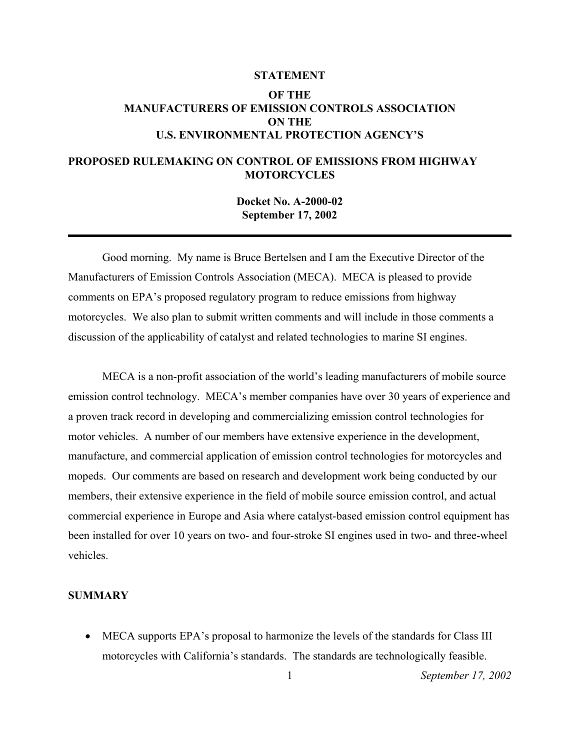**STATEMENT**

**OF THE MANUFACTURERS OF EMISSION CONTROLS ASSOCIATION ON THE U.S. ENVIRONMENTAL PROTECTION AGENCY'S**

**PROPOSED RULEMAKING ON CONTROL OF EMISSIONS FROM HIGHWAY MOTORCYCLES**

**Docket No. A-2000-02**
**September 17, 2002**

---

Good morning. My name is Bruce Bertelsen and I am the Executive Director of the Manufacturers of Emission Controls Association (MECA). MECA is pleased to provide comments on EPA's proposed regulatory program to reduce emissions from highway motorcycles. We also plan to submit written comments and will include in those comments a discussion of the applicability of catalyst and related technologies to marine SI engines.

MECA is a non-profit association of the world's leading manufacturers of mobile source emission control technology. MECA's member companies have over 30 years of experience and a proven track record in developing and commercializing emission control technologies for motor vehicles. A number of our members have extensive experience in the development, manufacture, and commercial application of emission control technologies for motorcycles and mopeds. Our comments are based on research and development work being conducted by our members, their extensive experience in the field of mobile source emission control, and actual commercial experience in Europe and Asia where catalyst-based emission control equipment has been installed for over 10 years on two- and four-stroke SI engines used in two- and three-wheel vehicles.

## SUMMARY

- MECA supports EPA's proposal to harmonize the levels of the standards for Class III motorcycles with California's standards. The standards are technologically feasible.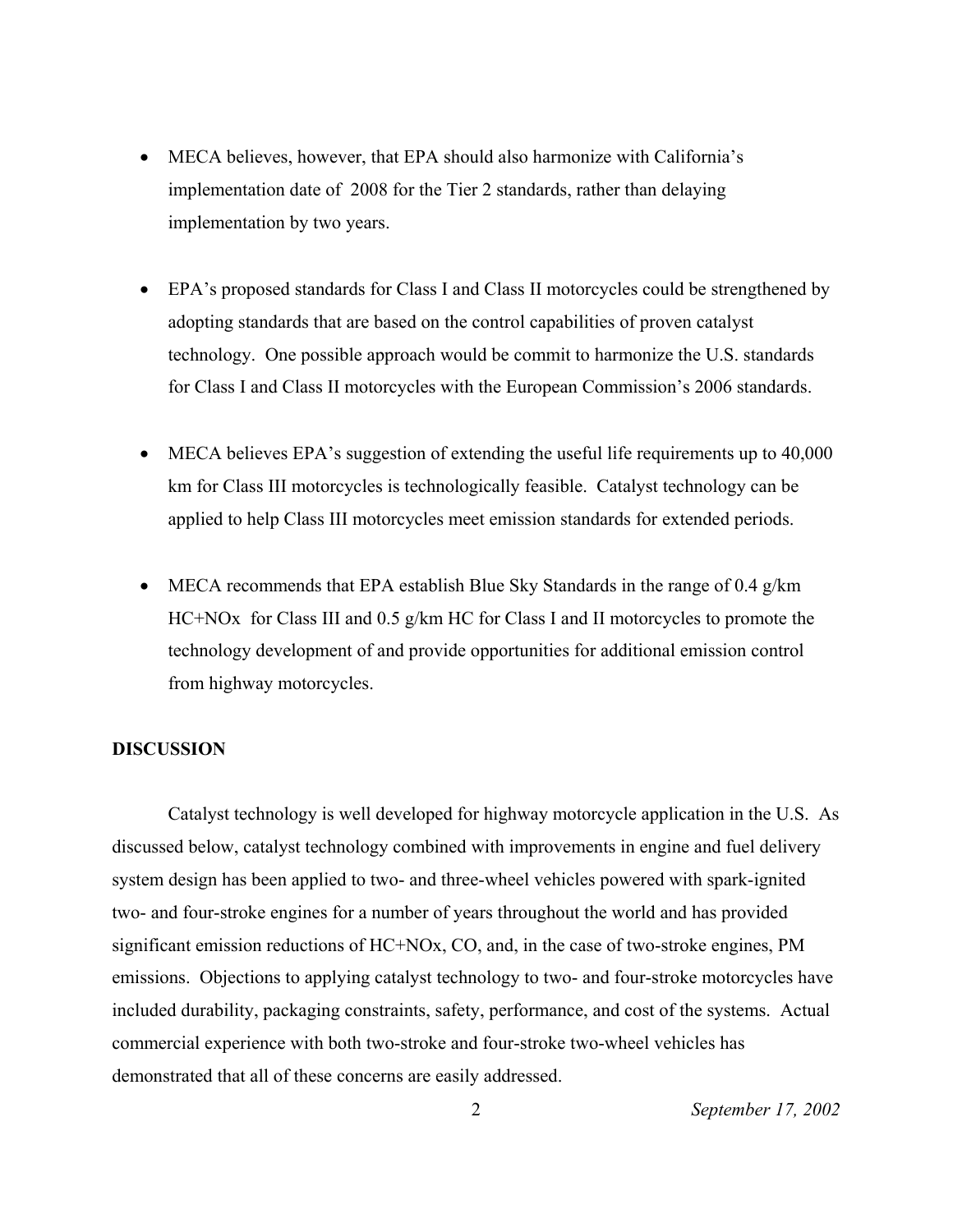- MECA believes, however, that EPA should also harmonize with California's implementation date of 2008 for the Tier 2 standards, rather than delaying implementation by two years.

- EPA's proposed standards for Class I and Class II motorcycles could be strengthened by adopting standards that are based on the control capabilities of proven catalyst technology. One possible approach would be commit to harmonize the U.S. standards for Class I and Class II motorcycles with the European Commission's 2006 standards.

- MECA believes EPA's suggestion of extending the useful life requirements up to 40,000 km for Class III motorcycles is technologically feasible. Catalyst technology can be applied to help Class III motorcycles meet emission standards for extended periods.

- MECA recommends that EPA establish Blue Sky Standards in the range of 0.4 g/km HC+NOx for Class III and 0.5 g/km HC for Class I and II motorcycles to promote the technology development of and provide opportunities for additional emission control from highway motorcycles.

**DISCUSSION**

Catalyst technology is well developed for highway motorcycle application in the U.S. As discussed below, catalyst technology combined with improvements in engine and fuel delivery system design has been applied to two- and three-wheel vehicles powered with spark-ignited two- and four-stroke engines for a number of years throughout the world and has provided significant emission reductions of HC+NOx, CO, and, in the case of two-stroke engines, PM emissions. Objections to applying catalyst technology to two- and four-stroke motorcycles have included durability, packaging constraints, safety, performance, and cost of the systems. Actual commercial experience with both two-stroke and four-stroke two-wheel vehicles has demonstrated that all of these concerns are easily addressed.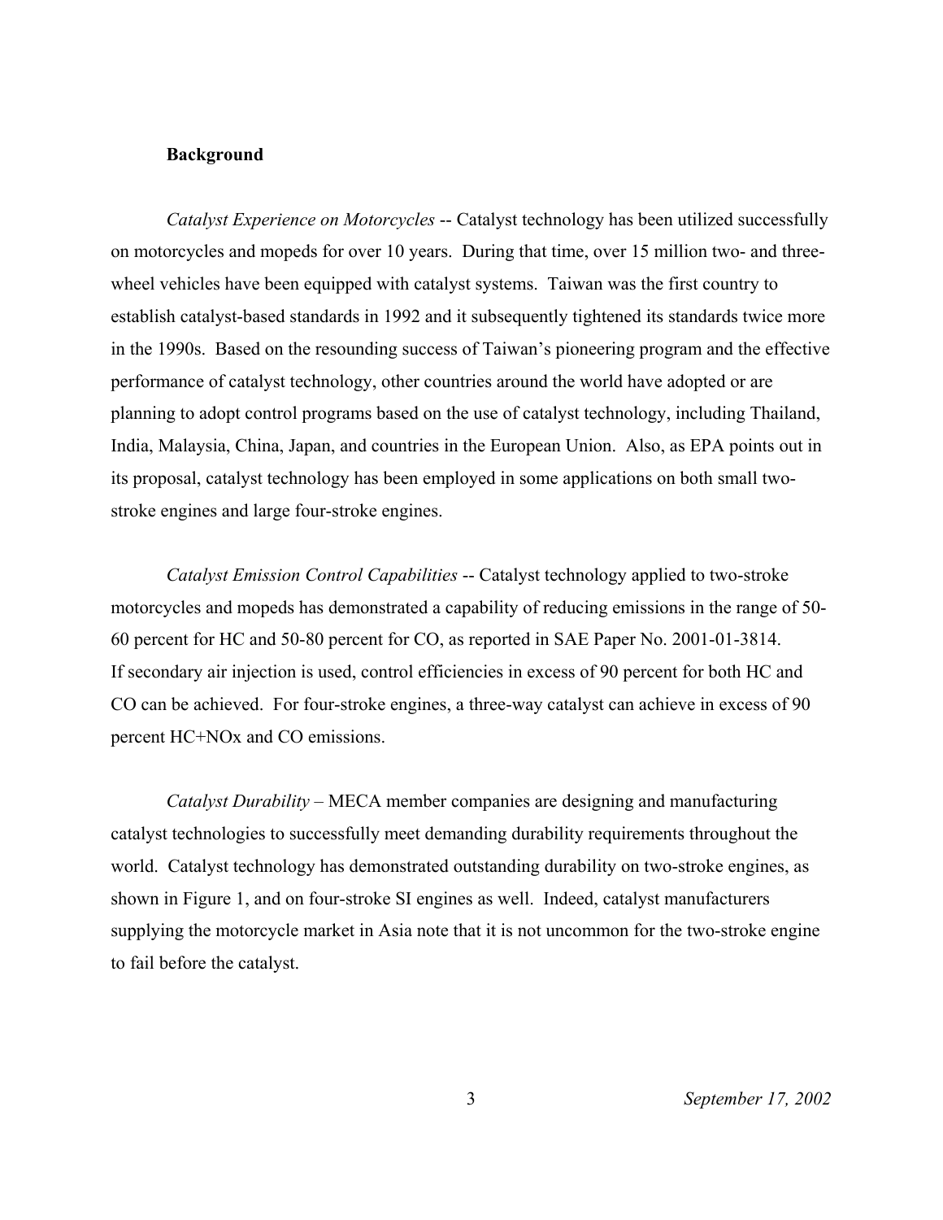**Background**

*Catalyst Experience on Motorcycles* -- Catalyst technology has been utilized successfully on motorcycles and mopeds for over 10 years. During that time, over 15 million two- and three-wheel vehicles have been equipped with catalyst systems. Taiwan was the first country to establish catalyst-based standards in 1992 and it subsequently tightened its standards twice more in the 1990s. Based on the resounding success of Taiwan's pioneering program and the effective performance of catalyst technology, other countries around the world have adopted or are planning to adopt control programs based on the use of catalyst technology, including Thailand, India, Malaysia, China, Japan, and countries in the European Union. Also, as EPA points out in its proposal, catalyst technology has been employed in some applications on both small two-stroke engines and large four-stroke engines.

*Catalyst Emission Control Capabilities* -- Catalyst technology applied to two-stroke motorcycles and mopeds has demonstrated a capability of reducing emissions in the range of 50-60 percent for HC and 50-80 percent for CO, as reported in SAE Paper No. 2001-01-3814. If secondary air injection is used, control efficiencies in excess of 90 percent for both HC and CO can be achieved. For four-stroke engines, a three-way catalyst can achieve in excess of 90 percent HC+NOx and CO emissions.

*Catalyst Durability* – MECA member companies are designing and manufacturing catalyst technologies to successfully meet demanding durability requirements throughout the world. Catalyst technology has demonstrated outstanding durability on two-stroke engines, as shown in Figure 1, and on four-stroke SI engines as well. Indeed, catalyst manufacturers supplying the motorcycle market in Asia note that it is not uncommon for the two-stroke engine to fail before the catalyst.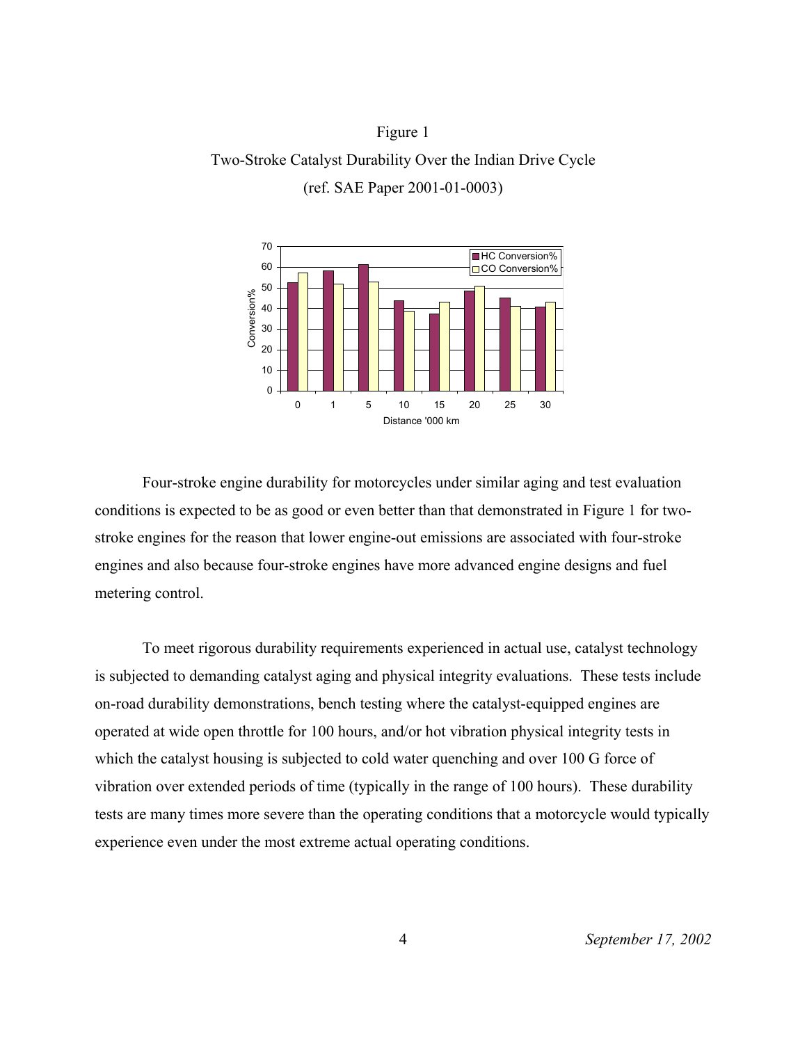Figure 1

Two-Stroke Catalyst Durability Over the Indian Drive Cycle

(ref. SAE Paper 2001-01-0003)

Four-stroke engine durability for motorcycles under similar aging and test evaluation conditions is expected to be as good or even better than that demonstrated in Figure 1 for two-stroke engines for the reason that lower engine-out emissions are associated with four-stroke engines and also because four-stroke engines have more advanced engine designs and fuel metering control.

To meet rigorous durability requirements experienced in actual use, catalyst technology is subjected to demanding catalyst aging and physical integrity evaluations. These tests include on-road durability demonstrations, bench testing where the catalyst-equipped engines are operated at wide open throttle for 100 hours, and/or hot vibration physical integrity tests in which the catalyst housing is subjected to cold water quenching and over 100 G force of vibration over extended periods of time (typically in the range of 100 hours). These durability tests are many times more severe than the operating conditions that a motorcycle would typically experience even under the most extreme actual operating conditions.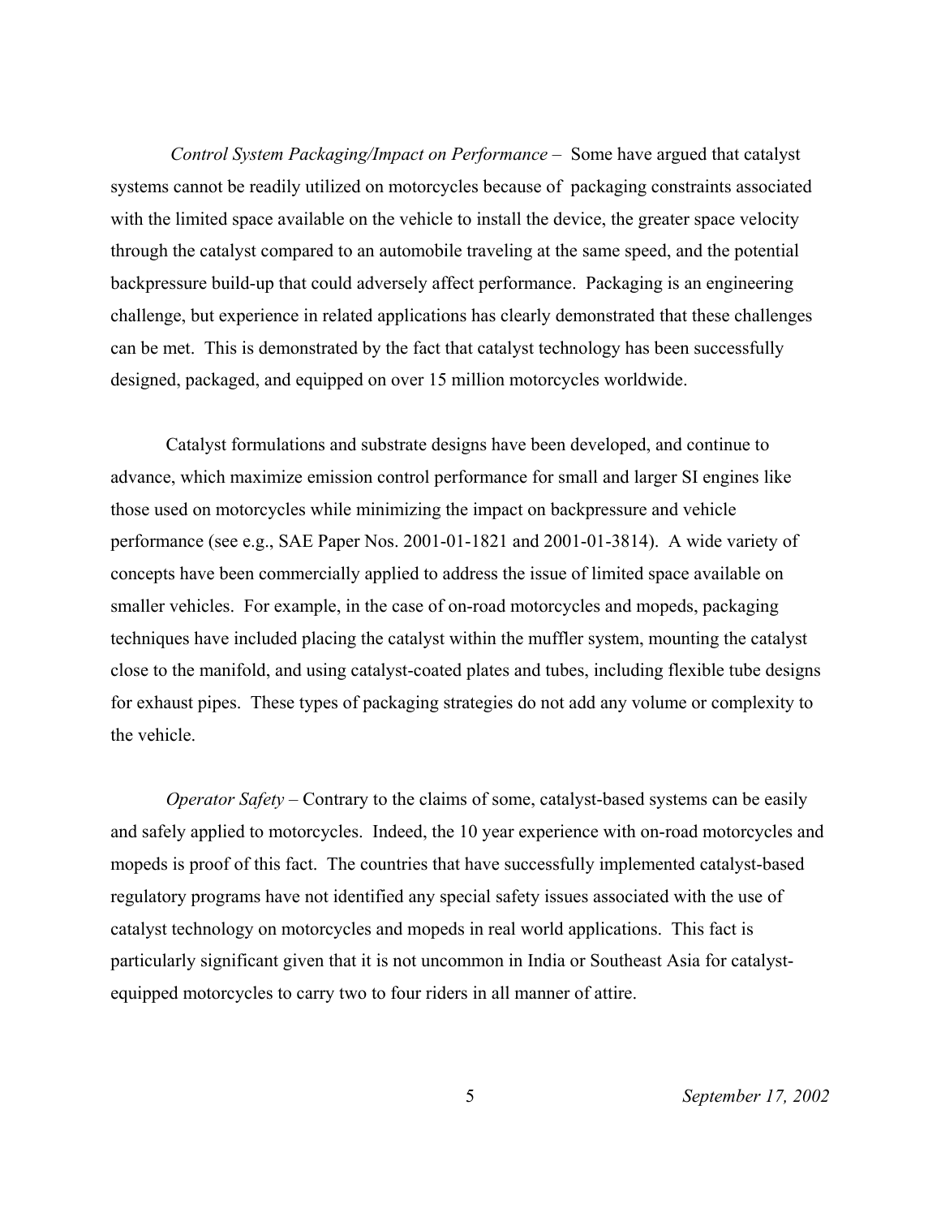*Control System Packaging/Impact on Performance* – Some have argued that catalyst systems cannot be readily utilized on motorcycles because of packaging constraints associated with the limited space available on the vehicle to install the device, the greater space velocity through the catalyst compared to an automobile traveling at the same speed, and the potential backpressure build-up that could adversely affect performance. Packaging is an engineering challenge, but experience in related applications has clearly demonstrated that these challenges can be met. This is demonstrated by the fact that catalyst technology has been successfully designed, packaged, and equipped on over 15 million motorcycles worldwide.

Catalyst formulations and substrate designs have been developed, and continue to advance, which maximize emission control performance for small and larger SI engines like those used on motorcycles while minimizing the impact on backpressure and vehicle performance (see e.g., SAE Paper Nos. 2001-01-1821 and 2001-01-3814). A wide variety of concepts have been commercially applied to address the issue of limited space available on smaller vehicles. For example, in the case of on-road motorcycles and mopeds, packaging techniques have included placing the catalyst within the muffler system, mounting the catalyst close to the manifold, and using catalyst-coated plates and tubes, including flexible tube designs for exhaust pipes. These types of packaging strategies do not add any volume or complexity to the vehicle.

*Operator Safety* – Contrary to the claims of some, catalyst-based systems can be easily and safely applied to motorcycles. Indeed, the 10 year experience with on-road motorcycles and mopeds is proof of this fact. The countries that have successfully implemented catalyst-based regulatory programs have not identified any special safety issues associated with the use of catalyst technology on motorcycles and mopeds in real world applications. This fact is particularly significant given that it is not uncommon in India or Southeast Asia for catalyst-equipped motorcycles to carry two to four riders in all manner of attire.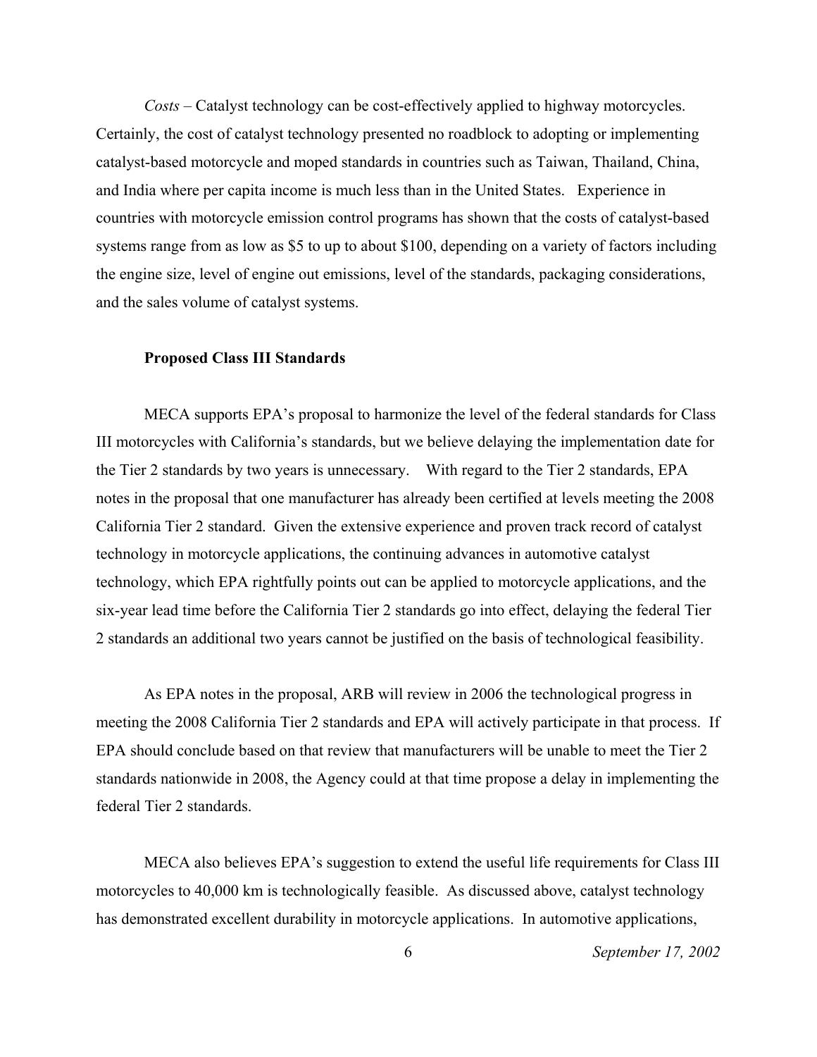*Costs* – Catalyst technology can be cost-effectively applied to highway motorcycles. Certainly, the cost of catalyst technology presented no roadblock to adopting or implementing catalyst-based motorcycle and moped standards in countries such as Taiwan, Thailand, China, and India where per capita income is much less than in the United States. Experience in countries with motorcycle emission control programs has shown that the costs of catalyst-based systems range from as low as $5 to up to about $100, depending on a variety of factors including the engine size, level of engine out emissions, level of the standards, packaging considerations, and the sales volume of catalyst systems.

**Proposed Class III Standards**

MECA supports EPA's proposal to harmonize the level of the federal standards for Class III motorcycles with California's standards, but we believe delaying the implementation date for the Tier 2 standards by two years is unnecessary. With regard to the Tier 2 standards, EPA notes in the proposal that one manufacturer has already been certified at levels meeting the 2008 California Tier 2 standard. Given the extensive experience and proven track record of catalyst technology in motorcycle applications, the continuing advances in automotive catalyst technology, which EPA rightfully points out can be applied to motorcycle applications, and the six-year lead time before the California Tier 2 standards go into effect, delaying the federal Tier 2 standards an additional two years cannot be justified on the basis of technological feasibility.

As EPA notes in the proposal, ARB will review in 2006 the technological progress in meeting the 2008 California Tier 2 standards and EPA will actively participate in that process. If EPA should conclude based on that review that manufacturers will be unable to meet the Tier 2 standards nationwide in 2008, the Agency could at that time propose a delay in implementing the federal Tier 2 standards.

MECA also believes EPA's suggestion to extend the useful life requirements for Class III motorcycles to 40,000 km is technologically feasible. As discussed above, catalyst technology has demonstrated excellent durability in motorcycle applications. In automotive applications,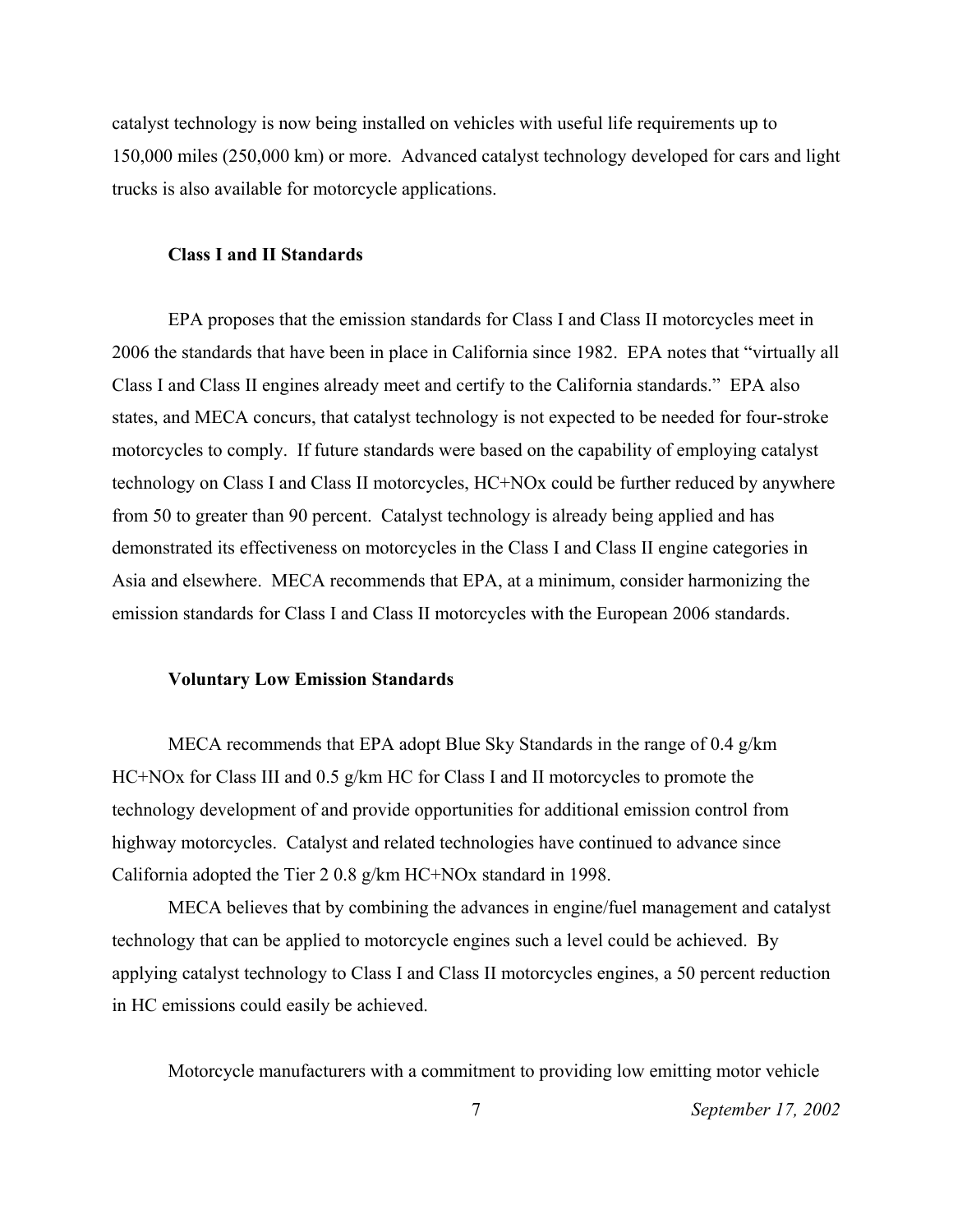catalyst technology is now being installed on vehicles with useful life requirements up to 150,000 miles (250,000 km) or more. Advanced catalyst technology developed for cars and light trucks is also available for motorcycle applications.

### Class I and II Standards

EPA proposes that the emission standards for Class I and Class II motorcycles meet in 2006 the standards that have been in place in California since 1982. EPA notes that "virtually all Class I and Class II engines already meet and certify to the California standards." EPA also states, and MECA concurs, that catalyst technology is not expected to be needed for four-stroke motorcycles to comply. If future standards were based on the capability of employing catalyst technology on Class I and Class II motorcycles, HC+NOx could be further reduced by anywhere from 50 to greater than 90 percent. Catalyst technology is already being applied and has demonstrated its effectiveness on motorcycles in the Class I and Class II engine categories in Asia and elsewhere. MECA recommends that EPA, at a minimum, consider harmonizing the emission standards for Class I and Class II motorcycles with the European 2006 standards.

### Voluntary Low Emission Standards

MECA recommends that EPA adopt Blue Sky Standards in the range of 0.4 g/km HC+NOx for Class III and 0.5 g/km HC for Class I and II motorcycles to promote the technology development of and provide opportunities for additional emission control from highway motorcycles. Catalyst and related technologies have continued to advance since California adopted the Tier 2 0.8 g/km HC+NOx standard in 1998.

MECA believes that by combining the advances in engine/fuel management and catalyst technology that can be applied to motorcycle engines such a level could be achieved. By applying catalyst technology to Class I and Class II motorcycles engines, a 50 percent reduction in HC emissions could easily be achieved.

Motorcycle manufacturers with a commitment to providing low emitting motor vehicle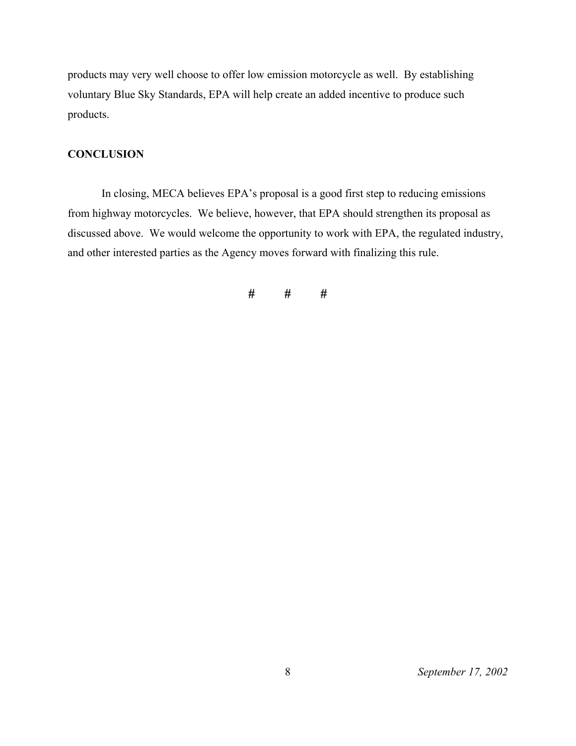products may very well choose to offer low emission motorcycle as well. By establishing voluntary Blue Sky Standards, EPA will help create an added incentive to produce such products.

**CONCLUSION**

In closing, MECA believes EPA's proposal is a good first step to reducing emissions from highway motorcycles. We believe, however, that EPA should strengthen its proposal as discussed above. We would welcome the opportunity to work with EPA, the regulated industry, and other interested parties as the Agency moves forward with finalizing this rule.

# # #